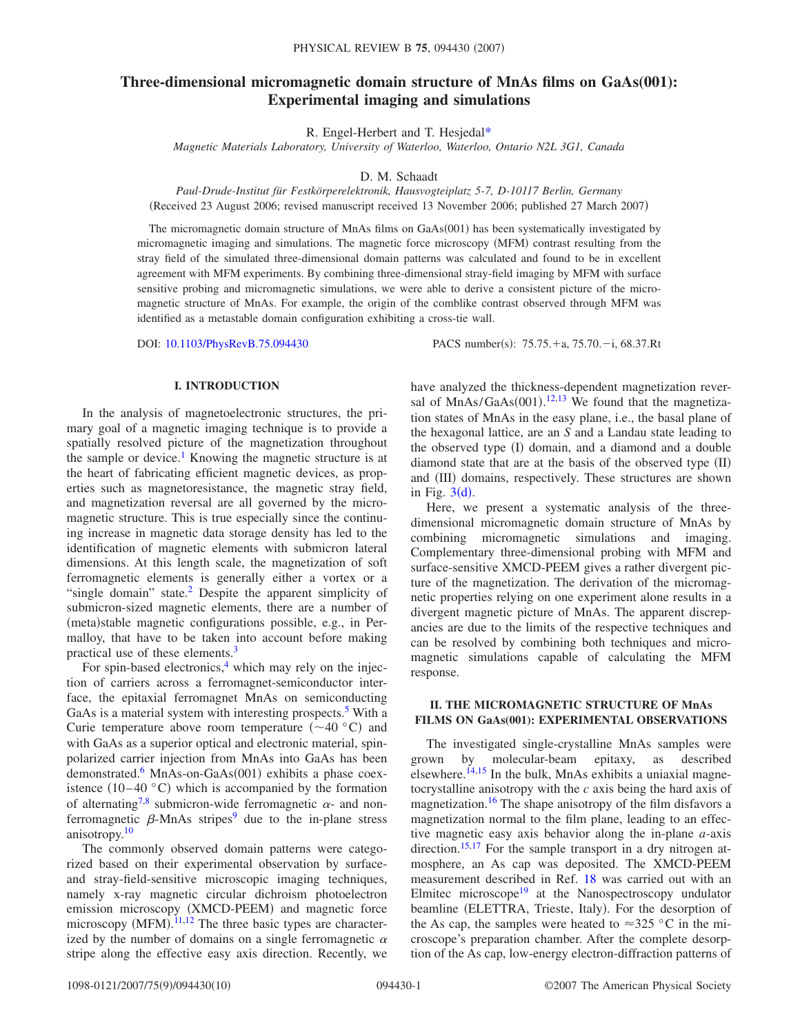# Three-dimensional micromagnetic domain structure of MnAs films on GaAs(001): Experimental imaging and simulations

R. Engel-Herbert and T. Hesjedal*

*Magnetic Materials Laboratory, University of Waterloo, Waterloo, Ontario N2L 3G1, Canada*

D. M. Schaadt

*Paul-Drude-Institut für Festkörperelektronik, Hausvogteiplatz 5-7, D-10117 Berlin, Germany*

(Received 23 August 2006; revised manuscript received 13 November 2006; published 27 March 2007)

The micromagnetic domain structure of MnAs films on GaAs(001) has been systematically investigated by micromagnetic imaging and simulations. The magnetic force microscopy (MFM) contrast resulting from the stray field of the simulated three-dimensional domain patterns was calculated and found to be in excellent agreement with MFM experiments. By combining three-dimensional stray-field imaging by MFM with surface sensitive probing and micromagnetic simulations, we were able to derive a consistent picture of the micromagnetic structure of MnAs. For example, the origin of the comblike contrast observed through MFM was identified as a metastable domain configuration exhibiting a cross-tie wall.

DOI: 10.1103/PhysRevB.75.094430

PACS number(s): 75.75.+a, 75.70.−i, 68.37.Rt

## I. INTRODUCTION

In the analysis of magnetoelectronic structures, the primary goal of a magnetic imaging technique is to provide a spatially resolved picture of the magnetization throughout the sample or device.[1] Knowing the magnetic structure is at the heart of fabricating efficient magnetic devices, as properties such as magnetoresistance, the magnetic stray field, and magnetization reversal are all governed by the micromagnetic structure. This is true especially since the continuing increase in magnetic data storage density has led to the identification of magnetic elements with submicron lateral dimensions. At this length scale, the magnetization of soft ferromagnetic elements is generally either a vortex or a "single domain" state.[2] Despite the apparent simplicity of submicron-sized magnetic elements, there are a number of (meta)stable magnetic configurations possible, e.g., in Permalloy, that have to be taken into account before making practical use of these elements.[3]

For spin-based electronics,[4] which may rely on the injection of carriers across a ferromagnet-semiconductor interface, the epitaxial ferromagnet MnAs on semiconducting GaAs is a material system with interesting prospects.[5] With a Curie temperature above room temperature (~40 °C) and with GaAs as a superior optical and electronic material, spin-polarized carrier injection from MnAs into GaAs has been demonstrated.[6] MnAs-on-GaAs(001) exhibits a phase coexistence (10–40 °C) which is accompanied by the formation of alternating[7,8] submicron-wide ferromagnetic $\alpha$- and nonferromagnetic $\beta$-MnAs stripes[9] due to the in-plane stress anisotropy.[10]

The commonly observed domain patterns were categorized based on their experimental observation by surface- and stray-field-sensitive microscopic imaging techniques, namely x-ray magnetic circular dichroism photoelectron emission microscopy (XMCD-PEEM) and magnetic force microscopy (MFM).[11,12] The three basic types are characterized by the number of domains on a single ferromagnetic $\alpha$ stripe along the effective easy axis direction. Recently, we have analyzed the thickness-dependent magnetization reversal of MnAs/GaAs(001).[12,13] We found that the magnetization states of MnAs in the easy plane, i.e., the basal plane of the hexagonal lattice, are an *S* and a Landau state leading to the observed type (I) domain, and a diamond and a double diamond state that are at the basis of the observed type (II) and (III) domains, respectively. These structures are shown in Fig. 3(d).

Here, we present a systematic analysis of the three-dimensional micromagnetic domain structure of MnAs by combining micromagnetic simulations and imaging. Complementary three-dimensional probing with MFM and surface-sensitive XMCD-PEEM gives a rather divergent picture of the magnetization. The derivation of the micromagnetic properties relying on one experiment alone results in a divergent magnetic picture of MnAs. The apparent discrepancies are due to the limits of the respective techniques and can be resolved by combining both techniques and micromagnetic simulations capable of calculating the MFM response.

## II. THE MICROMAGNETIC STRUCTURE OF MnAs FILMS ON GaAs(001): EXPERIMENTAL OBSERVATIONS

The investigated single-crystalline MnAs samples were grown by molecular-beam epitaxy, as described elsewhere.[14,15] In the bulk, MnAs exhibits a uniaxial magnetocrystalline anisotropy with the *c* axis being the hard axis of magnetization.[16] The shape anisotropy of the film disfavors a magnetization normal to the film plane, leading to an effective magnetic easy axis behavior along the in-plane *a*-axis direction.[15,17] For the sample transport in a dry nitrogen atmosphere, an As cap was deposited. The XMCD-PEEM measurement described in Ref. 18 was carried out with an Elmitec microscope[19] at the Nanospectroscopy undulator beamline (ELETTRA, Trieste, Italy). For the desorption of the As cap, the samples were heated to ≈325 °C in the microscope's preparation chamber. After the complete desorption of the As cap, low-energy electron-diffraction patterns of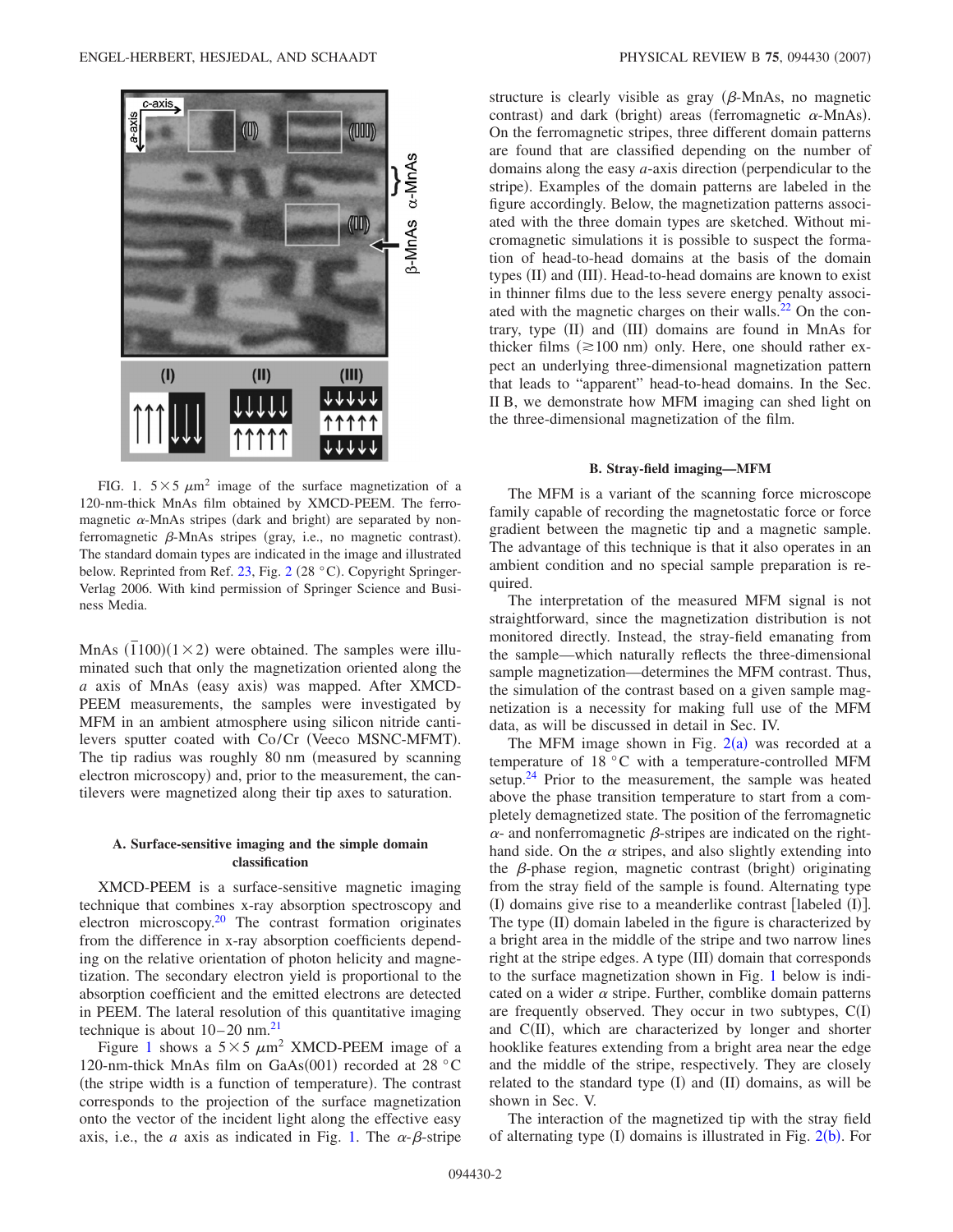c-axis

a-axis

(I)

(III)

(II)

α-MnAs

β-MnAs

(I) (II) (III)

FIG. 1. 5×5 $\mu m^2$ image of the surface magnetization of a 120-nm-thick MnAs film obtained by XMCD-PEEM. The ferromagnetic α-MnAs stripes (dark and bright) are separated by nonferromagnetic β-MnAs stripes (gray, i.e., no magnetic contrast). The standard domain types are indicated in the image and illustrated below. Reprinted from Ref. 23, Fig. 2 (28 °C). Copyright Springer-Verlag 2006. With kind permission of Springer Science and Business Media.

MnAs $(\bar{1}100)(1\times 2)$ were obtained. The samples were illuminated such that only the magnetization oriented along the $a$ axis of MnAs (easy axis) was mapped. After XMCD-PEEM measurements, the samples were investigated by MFM in an ambient atmosphere using silicon nitride cantilevers sputter coated with Co/Cr (Veeco MSNC-MFMT). The tip radius was roughly 80 nm (measured by scanning electron microscopy) and, prior to the measurement, the cantilevers were magnetized along their tip axes to saturation.

### A. Surface-sensitive imaging and the simple domain classification

XMCD-PEEM is a surface-sensitive magnetic imaging technique that combines x-ray absorption spectroscopy and electron microscopy.[20] The contrast formation originates from the difference in x-ray absorption coefficients depending on the relative orientation of photon helicity and magnetization. The secondary electron yield is proportional to the absorption coefficient and the emitted electrons are detected in PEEM. The lateral resolution of this quantitative imaging technique is about 10–20 nm.[21]

Figure 1 shows a 5×5 $\mu m^2$ XMCD-PEEM image of a 120-nm-thick MnAs film on GaAs(001) recorded at 28 °C (the stripe width is a function of temperature). The contrast corresponds to the projection of the surface magnetization onto the vector of the incident light along the effective easy axis, i.e., the $a$ axis as indicated in Fig. 1. The α-β-stripe structure is clearly visible as gray (β-MnAs, no magnetic contrast) and dark (bright) areas (ferromagnetic α-MnAs). On the ferromagnetic stripes, three different domain patterns are found that are classified depending on the number of domains along the easy $a$-axis direction (perpendicular to the stripe). Examples of the domain patterns are labeled in the figure accordingly. Below, the magnetization patterns associated with the three domain types are sketched. Without micromagnetic simulations it is possible to suspect the formation of head-to-head domains at the basis of the domain types (II) and (III). Head-to-head domains are known to exist in thinner films due to the less severe energy penalty associated with the magnetic charges on their walls.[22] On the contrary, type (II) and (III) domains are found in MnAs for thicker films (≳100 nm) only. Here, one should rather expect an underlying three-dimensional magnetization pattern that leads to "apparent" head-to-head domains. In the Sec. II B, we demonstrate how MFM imaging can shed light on the three-dimensional magnetization of the film.

### B. Stray-field imaging—MFM

The MFM is a variant of the scanning force microscope family capable of recording the magnetostatic force or force gradient between the magnetic tip and a magnetic sample. The advantage of this technique is that it also operates in an ambient condition and no special sample preparation is required.

The interpretation of the measured MFM signal is not straightforward, since the magnetization distribution is not monitored directly. Instead, the stray-field emanating from the sample—which naturally reflects the three-dimensional sample magnetization—determines the MFM contrast. Thus, the simulation of the contrast based on a given sample magnetization is a necessity for making full use of the MFM data, as will be discussed in detail in Sec. IV.

The MFM image shown in Fig. 2(a) was recorded at a temperature of 18 °C with a temperature-controlled MFM setup.[24] Prior to the measurement, the sample was heated above the phase transition temperature to start from a completely demagnetized state. The position of the ferromagnetic α- and nonferromagnetic β-stripes are indicated on the right-hand side. On the α stripes, and also slightly extending into the β-phase region, magnetic contrast (bright) originating from the stray field of the sample is found. Alternating type (I) domains give rise to a meanderlike contrast [labeled (I)]. The type (II) domain labeled in the figure is characterized by a bright area in the middle of the stripe and two narrow lines right at the stripe edges. A type (III) domain that corresponds to the surface magnetization shown in Fig. 1 below is indicated on a wider α stripe. Further, comblike domain patterns are frequently observed. They occur in two subtypes, C(I) and C(II), which are characterized by longer and shorter hooklike features extending from a bright area near the edge and the middle of the stripe, respectively. They are closely related to the standard type (I) and (II) domains, as will be shown in Sec. V.

The interaction of the magnetized tip with the stray field of alternating type (I) domains is illustrated in Fig. 2(b). For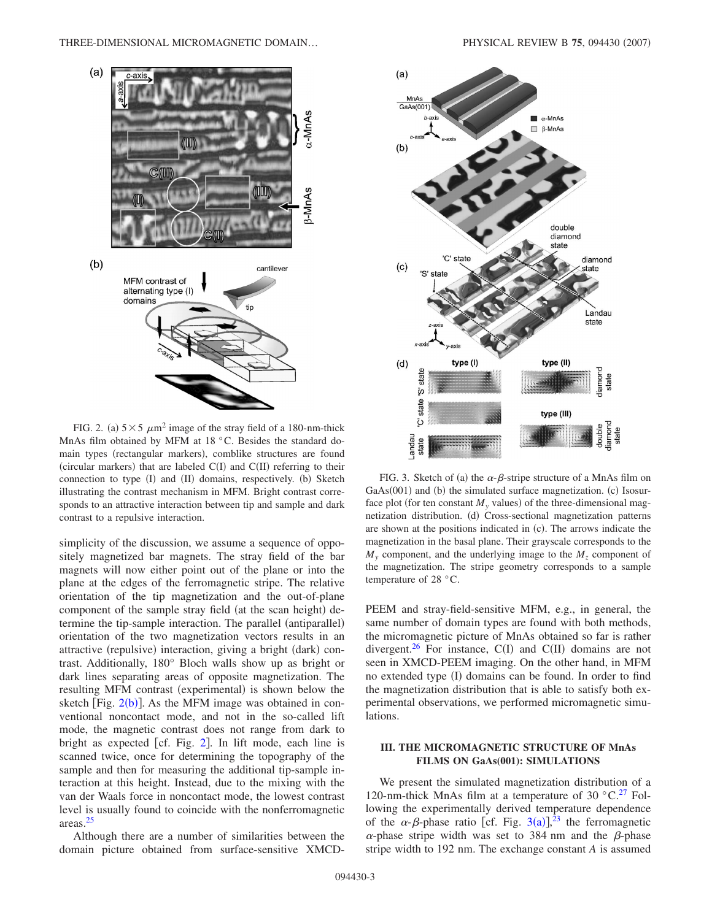FIG. 2. (a) $5\times5\ \mu\text{m}^2$ image of the stray field of a 180-nm-thick MnAs film obtained by MFM at 18 °C. Besides the standard domain types (rectangular markers), comblike structures are found (circular markers) that are labeled C(I) and C(II) referring to their connection to type (I) and (II) domains, respectively. (b) Sketch illustrating the contrast mechanism in MFM. Bright contrast corresponds to an attractive interaction between tip and sample and dark contrast to a repulsive interaction.

simplicity of the discussion, we assume a sequence of oppositely magnetized bar magnets. The stray field of the bar magnets will now either point out of the plane or into the plane at the edges of the ferromagnetic stripe. The relative orientation of the tip magnetization and the out-of-plane component of the sample stray field (at the scan height) determine the tip-sample interaction. The parallel (antiparallel) orientation of the two magnetization vectors results in an attractive (repulsive) interaction, giving a bright (dark) contrast. Additionally, 180° Bloch walls show up as bright or dark lines separating areas of opposite magnetization. The resulting MFM contrast (experimental) is shown below the sketch [Fig. 2(b)]. As the MFM image was obtained in conventional noncontact mode, and not in the so-called lift mode, the magnetic contrast does not range from dark to bright as expected [cf. Fig. 2]. In lift mode, each line is scanned twice, once for determining the topography of the sample and then for measuring the additional tip-sample interaction at this height. Instead, due to the mixing with the van der Waals force in noncontact mode, the lowest contrast level is usually found to coincide with the nonferromagnetic areas.[25]

Although there are a number of similarities between the domain picture obtained from surface-sensitive XMCD-PEEM and stray-field-sensitive MFM, e.g., in general, the same number of domain types are found with both methods, the micromagnetic picture of MnAs obtained so far is rather divergent.[26] For instance, C(I) and C(II) domains are not seen in XMCD-PEEM imaging. On the other hand, in MFM no extended type (I) domains can be found. In order to find the magnetization distribution that is able to satisfy both experimental observations, we performed micromagnetic simulations.

FIG. 3. Sketch of (a) the $\alpha$-$\beta$-stripe structure of a MnAs film on GaAs(001) and (b) the simulated surface magnetization. (c) Isosurface plot (for ten constant $M_y$ values) of the three-dimensional magnetization distribution. (d) Cross-sectional magnetization patterns are shown at the positions indicated in (c). The arrows indicate the magnetization in the basal plane. Their grayscale corresponds to the $M_y$ component, and the underlying image to the $M_z$ component of the magnetization. The stripe geometry corresponds to a sample temperature of 28 °C.

## III. THE MICROMAGNETIC STRUCTURE OF MnAs FILMS ON GaAs(001): SIMULATIONS

We present the simulated magnetization distribution of a 120-nm-thick MnAs film at a temperature of 30 °C.[27] Following the experimentally derived temperature dependence of the $\alpha$-$\beta$-phase ratio [cf. Fig. 3(a)],[23] the ferromagnetic $\alpha$-phase stripe width was set to 384 nm and the $\beta$-phase stripe width to 192 nm. The exchange constant $A$ is assumed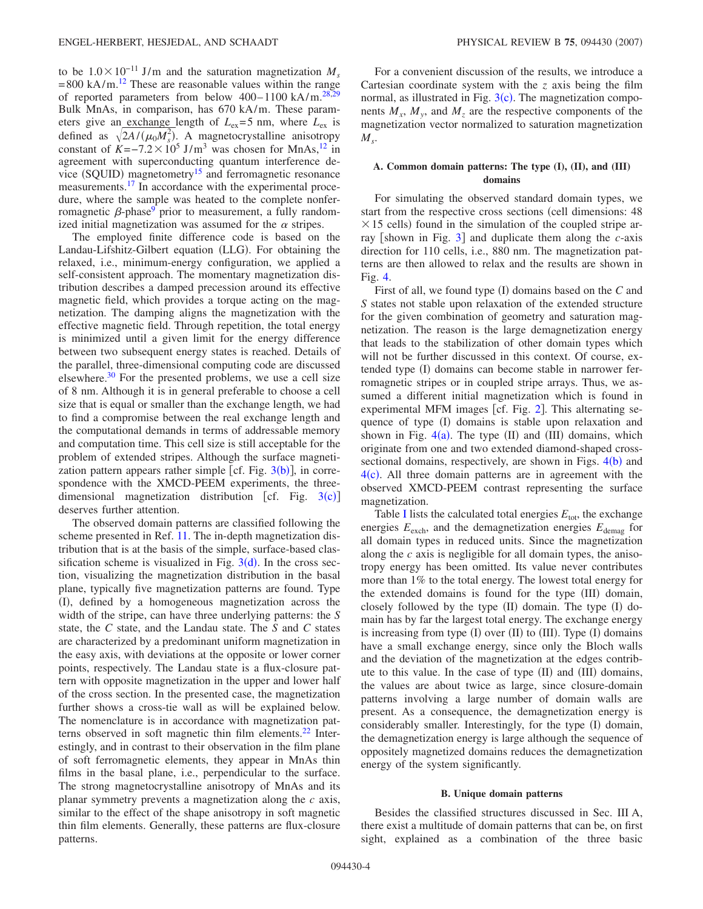to be $1.0 \times 10^{-11}$ J/m and the saturation magnetization $M_s = 800$ kA/m.[12] These are reasonable values within the range of reported parameters from below 400–1100 kA/m.[28,29] Bulk MnAs, in comparison, has 670 kA/m. These parameters give an exchange length of $L_{ex} = 5$ nm, where $L_{ex}$ is defined as $\sqrt{2A/(\mu_0 M_s^2)}$. A magnetocrystalline anisotropy constant of $K = -7.2 \times 10^5$ J/m$^3$ was chosen for MnAs,[12] in agreement with superconducting quantum interference device (SQUID) magnetometry[15] and ferromagnetic resonance measurements.[17] In accordance with the experimental procedure, where the sample was heated to the complete nonferromagnetic $\beta$-phase[9] prior to measurement, a fully randomized initial magnetization was assumed for the $\alpha$ stripes.

The employed finite difference code is based on the Landau-Lifshitz-Gilbert equation (LLG). For obtaining the relaxed, i.e., minimum-energy configuration, we applied a self-consistent approach. The momentary magnetization distribution describes a damped precession around its effective magnetic field, which provides a torque acting on the magnetization. The damping aligns the magnetization with the effective magnetic field. Through repetition, the total energy is minimized until a given limit for the energy difference between two subsequent energy states is reached. Details of the parallel, three-dimensional computing code are discussed elsewhere.[30] For the presented problems, we use a cell size of 8 nm. Although it is in general preferable to choose a cell size that is equal or smaller than the exchange length, we had to find a compromise between the real exchange length and the computational demands in terms of addressable memory and computation time. This cell size is still acceptable for the problem of extended stripes. Although the surface magnetization pattern appears rather simple [cf. Fig. 3(b)], in correspondence with the XMCD-PEEM experiments, the three-dimensional magnetization distribution [cf. Fig. 3(c)] deserves further attention.

The observed domain patterns are classified following the scheme presented in Ref. 11. The in-depth magnetization distribution that is at the basis of the simple, surface-based classification scheme is visualized in Fig. 3(d). In the cross section, visualizing the magnetization distribution in the basal plane, typically five magnetization patterns are found. Type (I), defined by a homogeneous magnetization across the width of the stripe, can have three underlying patterns: the $S$ state, the $C$ state, and the Landau state. The $S$ and $C$ states are characterized by a predominant uniform magnetization in the easy axis, with deviations at the opposite or lower corner points, respectively. The Landau state is a flux-closure pattern with opposite magnetization in the upper and lower half of the cross section. In the presented case, the magnetization further shows a cross-tie wall as will be explained below. The nomenclature is in accordance with magnetization patterns observed in soft magnetic thin film elements.[22] Interestingly, and in contrast to their observation in the film plane of soft ferromagnetic elements, they appear in MnAs thin films in the basal plane, i.e., perpendicular to the surface. The strong magnetocrystalline anisotropy of MnAs and its planar symmetry prevents a magnetization along the $c$ axis, similar to the effect of the shape anisotropy in soft magnetic thin film elements. Generally, these patterns are flux-closure patterns.

For a convenient discussion of the results, we introduce a Cartesian coordinate system with the $z$ axis being the film normal, as illustrated in Fig. 3(c). The magnetization components $M_x$, $M_y$, and $M_z$ are the respective components of the magnetization vector normalized to saturation magnetization $M_s$.

### A. Common domain patterns: The type (I), (II), and (III) domains

For simulating the observed standard domain types, we start from the respective cross sections (cell dimensions: $48 \times 15$ cells) found in the simulation of the coupled stripe array [shown in Fig. 3] and duplicate them along the $c$-axis direction for 110 cells, i.e., 880 nm. The magnetization patterns are then allowed to relax and the results are shown in Fig. 4.

First of all, we found type (I) domains based on the $C$ and $S$ states not stable upon relaxation of the extended structure for the given combination of geometry and saturation magnetization. The reason is the large demagnetization energy that leads to the stabilization of other domain types which will not be further discussed in this context. Of course, extended type (I) domains can become stable in narrower ferromagnetic stripes or in coupled stripe arrays. Thus, we assumed a different initial magnetization which is found in experimental MFM images [cf. Fig. 2]. This alternating sequence of type (I) domains is stable upon relaxation and shown in Fig. 4(a). The type (II) and (III) domains, which originate from one and two extended diamond-shaped cross-sectional domains, respectively, are shown in Figs. 4(b) and 4(c). All three domain patterns are in agreement with the observed XMCD-PEEM contrast representing the surface magnetization.

Table I lists the calculated total energies $E_{tot}$, the exchange energies $E_{exch}$, and the demagnetization energies $E_{demag}$ for all domain types in reduced units. Since the magnetization along the $c$ axis is negligible for all domain types, the anisotropy energy has been omitted. Its value never contributes more than 1% to the total energy. The lowest total energy for the extended domains is found for the type (III) domain, closely followed by the type (II) domain. The type (I) domain has by far the largest total energy. The exchange energy is increasing from type (I) over (II) to (III). Type (I) domains have a small exchange energy, since only the Bloch walls and the deviation of the magnetization at the edges contribute to this value. In the case of type (II) and (III) domains, the values are about twice as large, since closure-domain patterns involving a large number of domain walls are present. As a consequence, the demagnetization energy is considerably smaller. Interestingly, for the type (I) domain, the demagnetization energy is large although the sequence of oppositely magnetized domains reduces the demagnetization energy of the system significantly.

### B. Unique domain patterns

Besides the classified structures discussed in Sec. III A, there exist a multitude of domain patterns that can be, on first sight, explained as a combination of the three basic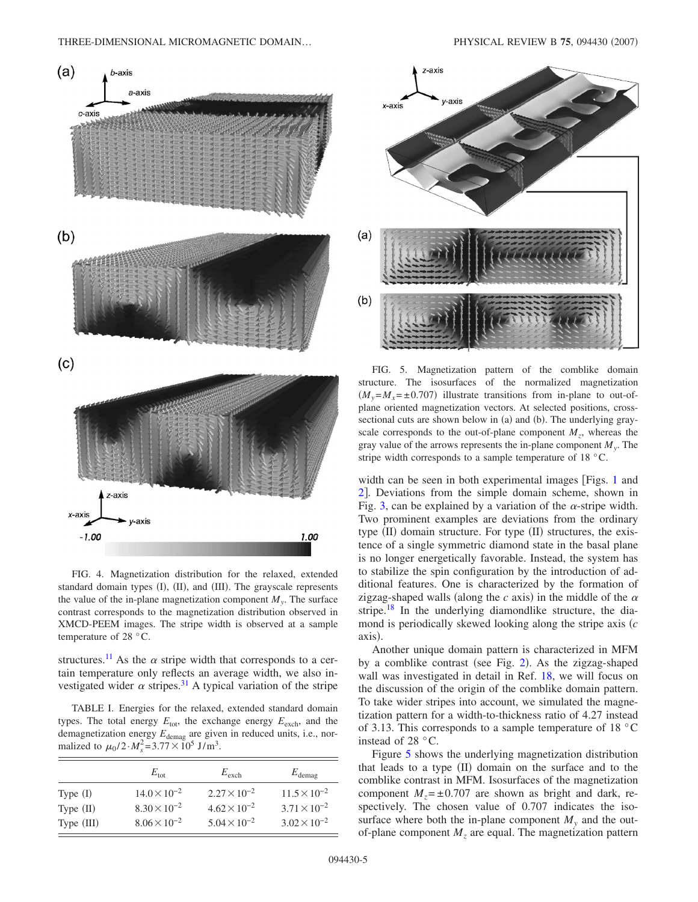(a)

b-axis

a-axis

c-axis

(b)

(c)

z-axis

x-axis

y-axis

-1.00

1.00

FIG. 4. Magnetization distribution for the relaxed, extended standard domain types (I), (II), and (III). The grayscale represents the value of the in-plane magnetization component $M_y$. The surface contrast corresponds to the magnetization distribution observed in XMCD-PEEM images. The stripe width is observed at a sample temperature of 28 °C.

structures.[11] As the $\alpha$ stripe width that corresponds to a certain temperature only reflects an average width, we also investigated wider $\alpha$ stripes.[31] A typical variation of the stripe width can be seen in both experimental images [Figs. 1 and 2]. Deviations from the simple domain scheme, shown in Fig. 3, can be explained by a variation of the $\alpha$-stripe width. Two prominent examples are deviations from the ordinary type (II) domain structure. For type (II) structures, the existence of a single symmetric diamond state in the basal plane is no longer energetically favorable. Instead, the system has to stabilize the spin configuration by the introduction of additional features. One is characterized by the formation of zigzag-shaped walls (along the $c$ axis) in the middle of the $\alpha$ stripe.[18] In the underlying diamondlike structure, the diamond is periodically skewed looking along the stripe axis ($c$ axis).

TABLE I. Energies for the relaxed, extended standard domain types. The total energy $E_{\text{tot}}$, the exchange energy $E_{\text{exch}}$, and the demagnetization energy $E_{\text{demag}}$ are given in reduced units, i.e., normalized to $\mu_0/2 \cdot M_s^2 = 3.77 \times 10^5\ \text{J/m}^3$.

| | $E_{\text{tot}}$ | $E_{\text{exch}}$ | $E_{\text{demag}}$ |
|---|---|---|---|
| Type (I) | $14.0 \times 10^{-2}$ | $2.27 \times 10^{-2}$ | $11.5 \times 10^{-2}$ |
| Type (II) | $8.30 \times 10^{-2}$ | $4.62 \times 10^{-2}$ | $3.71 \times 10^{-2}$ |
| Type (III) | $8.06 \times 10^{-2}$ | $5.04 \times 10^{-2}$ | $3.02 \times 10^{-2}$ |

z-axis

x-axis

y-axis

(a)

(b)

FIG. 5. Magnetization pattern of the comblike domain structure. The isosurfaces of the normalized magnetization ($M_y = M_x = \pm 0.707$) illustrate transitions from in-plane to out-of-plane oriented magnetization vectors. At selected positions, cross-sectional cuts are shown below in (a) and (b). The underlying grayscale corresponds to the out-of-plane component $M_z$, whereas the gray value of the arrows represents the in-plane component $M_y$. The stripe width corresponds to a sample temperature of 18 °C.

Another unique domain pattern is characterized in MFM by a comblike contrast (see Fig. 2). As the zigzag-shaped wall was investigated in detail in Ref. 18, we will focus on the discussion of the origin of the comblike domain pattern. To take wider stripes into account, we simulated the magnetization pattern for a width-to-thickness ratio of 4.27 instead of 3.13. This corresponds to a sample temperature of 18 °C instead of 28 °C.

Figure 5 shows the underlying magnetization distribution that leads to a type (II) domain on the surface and to the comblike contrast in MFM. Isosurfaces of the magnetization component $M_z = \pm 0.707$ are shown as bright and dark, respectively. The chosen value of 0.707 indicates the isosurface where both the in-plane component $M_y$ and the out-of-plane component $M_z$ are equal. The magnetization pattern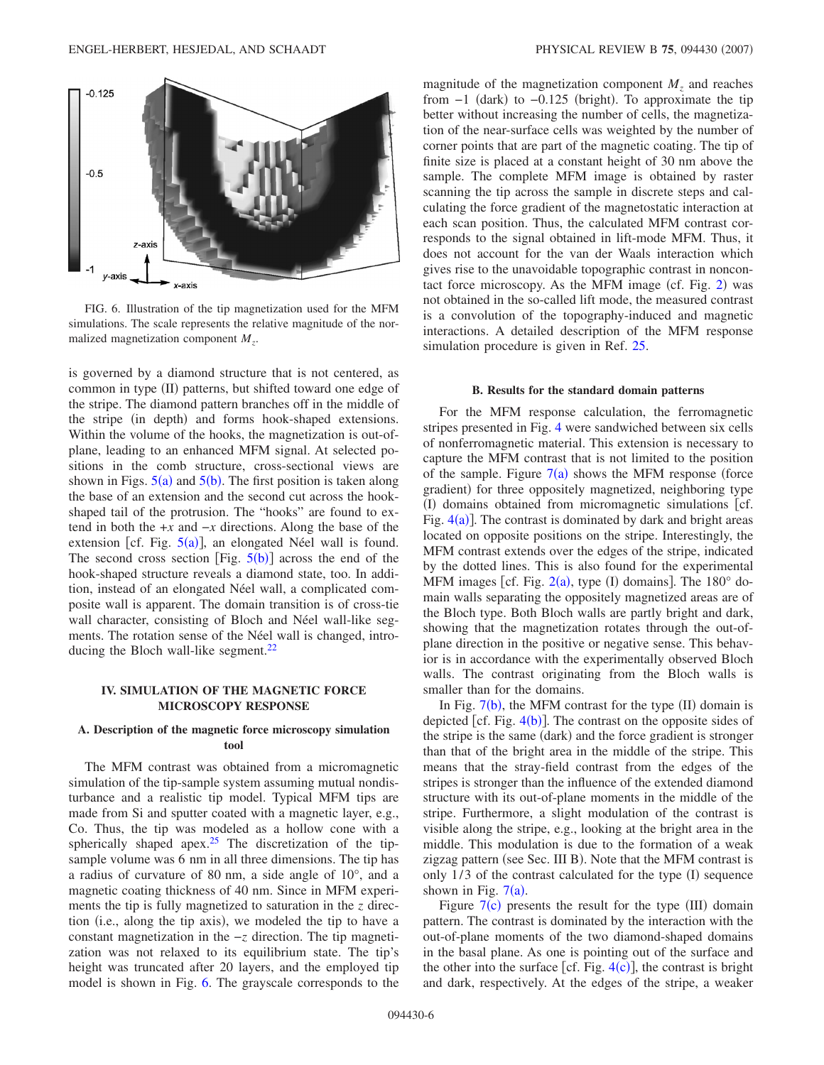-0.125

-0.5

-1

z-axis

y-axis

x-axis

FIG. 6. Illustration of the tip magnetization used for the MFM simulations. The scale represents the relative magnitude of the normalized magnetization component $M_z$.

is governed by a diamond structure that is not centered, as common in type (II) patterns, but shifted toward one edge of the stripe. The diamond pattern branches off in the middle of the stripe (in depth) and forms hook-shaped extensions. Within the volume of the hooks, the magnetization is out-of-plane, leading to an enhanced MFM signal. At selected positions in the comb structure, cross-sectional views are shown in Figs. 5(a) and 5(b). The first position is taken along the base of an extension and the second cut across the hook-shaped tail of the protrusion. The "hooks" are found to extend in both the $+x$ and $-x$ directions. Along the base of the extension [cf. Fig. 5(a)], an elongated Néel wall is found. The second cross section [Fig. 5(b)] across the end of the hook-shaped structure reveals a diamond state, too. In addition, instead of an elongated Néel wall, a complicated composite wall is apparent. The domain transition is of cross-tie wall character, consisting of Bloch and Néel wall-like segments. The rotation sense of the Néel wall is changed, introducing the Bloch wall-like segment.[22]

## IV. SIMULATION OF THE MAGNETIC FORCE MICROSCOPY RESPONSE

### A. Description of the magnetic force microscopy simulation tool

The MFM contrast was obtained from a micromagnetic simulation of the tip-sample system assuming mutual nondisturbance and a realistic tip model. Typical MFM tips are made from Si and sputter coated with a magnetic layer, e.g., Co. Thus, the tip was modeled as a hollow cone with a spherically shaped apex.[25] The discretization of the tip-sample volume was 6 nm in all three dimensions. The tip has a radius of curvature of 80 nm, a side angle of 10°, and a magnetic coating thickness of 40 nm. Since in MFM experiments the tip is fully magnetized to saturation in the $z$ direction (i.e., along the tip axis), we modeled the tip to have a constant magnetization in the $-z$ direction. The tip magnetization was not relaxed to its equilibrium state. The tip's height was truncated after 20 layers, and the employed tip model is shown in Fig. 6. The grayscale corresponds to the magnitude of the magnetization component $M_z$ and reaches from $-1$ (dark) to $-0.125$ (bright). To approximate the tip better without increasing the number of cells, the magnetization of the near-surface cells was weighted by the number of corner points that are part of the magnetic coating. The tip of finite size is placed at a constant height of 30 nm above the sample. The complete MFM image is obtained by raster scanning the tip across the sample in discrete steps and calculating the force gradient of the magnetostatic interaction at each scan position. Thus, the calculated MFM contrast corresponds to the signal obtained in lift-mode MFM. Thus, it does not account for the van der Waals interaction which gives rise to the unavoidable topographic contrast in noncontact force microscopy. As the MFM image (cf. Fig. 2) was not obtained in the so-called lift mode, the measured contrast is a convolution of the topography-induced and magnetic interactions. A detailed description of the MFM response simulation procedure is given in Ref. 25.

### B. Results for the standard domain patterns

For the MFM response calculation, the ferromagnetic stripes presented in Fig. 4 were sandwiched between six cells of nonferromagnetic material. This extension is necessary to capture the MFM contrast that is not limited to the position of the sample. Figure 7(a) shows the MFM response (force gradient) for three oppositely magnetized, neighboring type (I) domains obtained from micromagnetic simulations [cf. Fig. 4(a)]. The contrast is dominated by dark and bright areas located on opposite positions on the stripe. Interestingly, the MFM contrast extends over the edges of the stripe, indicated by the dotted lines. This is also found for the experimental MFM images [cf. Fig. 2(a), type (I) domains]. The 180° domain walls separating the oppositely magnetized areas are of the Bloch type. Both Bloch walls are partly bright and dark, showing that the magnetization rotates through the out-of-plane direction in the positive or negative sense. This behavior is in accordance with the experimentally observed Bloch walls. The contrast originating from the Bloch walls is smaller than for the domains.

In Fig. 7(b), the MFM contrast for the type (II) domain is depicted [cf. Fig. 4(b)]. The contrast on the opposite sides of the stripe is the same (dark) and the force gradient is stronger than that of the bright area in the middle of the stripe. This means that the stray-field contrast from the edges of the stripes is stronger than the influence of the extended diamond structure with its out-of-plane moments in the middle of the stripe. Furthermore, a slight modulation of the contrast is visible along the stripe, e.g., looking at the bright area in the middle. This modulation is due to the formation of a weak zigzag pattern (see Sec. III B). Note that the MFM contrast is only 1/3 of the contrast calculated for the type (I) sequence shown in Fig. 7(a).

Figure 7(c) presents the result for the type (III) domain pattern. The contrast is dominated by the interaction with the out-of-plane moments of the two diamond-shaped domains in the basal plane. As one is pointing out of the surface and the other into the surface [cf. Fig. 4(c)], the contrast is bright and dark, respectively. At the edges of the stripe, a weaker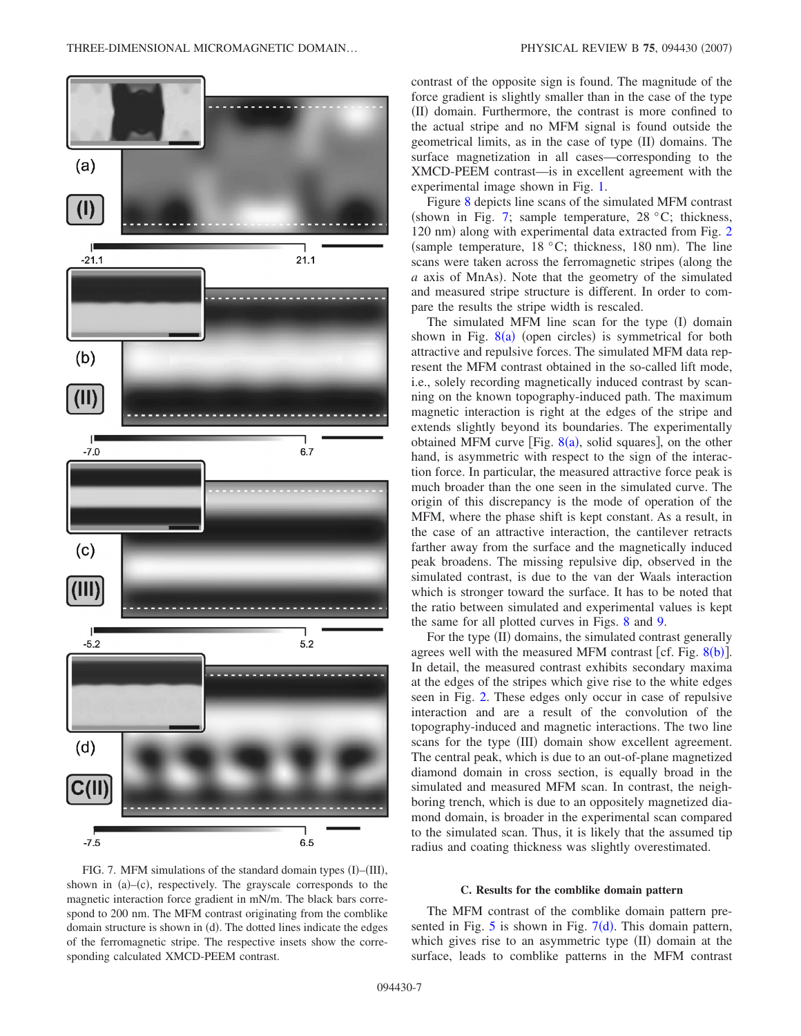(a)

(I)

-21.1

21.1

(b)

(II)

-7.0

6.7

(c)

(III)

-5.2

5.2

(d)

C(II)

-7.5

6.5

FIG. 7. MFM simulations of the standard domain types (I)–(III), shown in (a)–(c), respectively. The grayscale corresponds to the magnetic interaction force gradient in mN/m. The black bars correspond to 200 nm. The MFM contrast originating from the comblike domain structure is shown in (d). The dotted lines indicate the edges of the ferromagnetic stripe. The respective insets show the corresponding calculated XMCD-PEEM contrast.

contrast of the opposite sign is found. The magnitude of the force gradient is slightly smaller than in the case of the type (II) domain. Furthermore, the contrast is more confined to the actual stripe and no MFM signal is found outside the geometrical limits, as in the case of type (II) domains. The surface magnetization in all cases—corresponding to the XMCD-PEEM contrast—is in excellent agreement with the experimental image shown in Fig. 1.

Figure 8 depicts line scans of the simulated MFM contrast (shown in Fig. 7; sample temperature, 28 °C; thickness, 120 nm) along with experimental data extracted from Fig. 2 (sample temperature, 18 °C; thickness, 180 nm). The line scans were taken across the ferromagnetic stripes (along the *a* axis of MnAs). Note that the geometry of the simulated and measured stripe structure is different. In order to compare the results the stripe width is rescaled.

The simulated MFM line scan for the type (I) domain shown in Fig. 8(a) (open circles) is symmetrical for both attractive and repulsive forces. The simulated MFM data represent the MFM contrast obtained in the so-called lift mode, i.e., solely recording magnetically induced contrast by scanning on the known topography-induced path. The maximum magnetic interaction is right at the edges of the stripe and extends slightly beyond its boundaries. The experimentally obtained MFM curve [Fig. 8(a), solid squares], on the other hand, is asymmetric with respect to the sign of the interaction force. In particular, the measured attractive force peak is much broader than the one seen in the simulated curve. The origin of this discrepancy is the mode of operation of the MFM, where the phase shift is kept constant. As a result, in the case of an attractive interaction, the cantilever retracts farther away from the surface and the magnetically induced peak broadens. The missing repulsive dip, observed in the simulated contrast, is due to the van der Waals interaction which is stronger toward the surface. It has to be noted that the ratio between simulated and experimental values is kept the same for all plotted curves in Figs. 8 and 9.

For the type (II) domains, the simulated contrast generally agrees well with the measured MFM contrast [cf. Fig. 8(b)]. In detail, the measured contrast exhibits secondary maxima at the edges of the stripes which give rise to the white edges seen in Fig. 2. These edges only occur in case of repulsive interaction and are a result of the convolution of the topography-induced and magnetic interactions. The two line scans for the type (III) domain show excellent agreement. The central peak, which is due to an out-of-plane magnetized diamond domain in cross section, is equally broad in the simulated and measured MFM scan. In contrast, the neighboring trench, which is due to an oppositely magnetized diamond domain, is broader in the experimental scan compared to the simulated scan. Thus, it is likely that the assumed tip radius and coating thickness was slightly overestimated.

### C. Results for the comblike domain pattern

The MFM contrast of the comblike domain pattern presented in Fig. 5 is shown in Fig. 7(d). This domain pattern, which gives rise to an asymmetric type (II) domain at the surface, leads to comblike patterns in the MFM contrast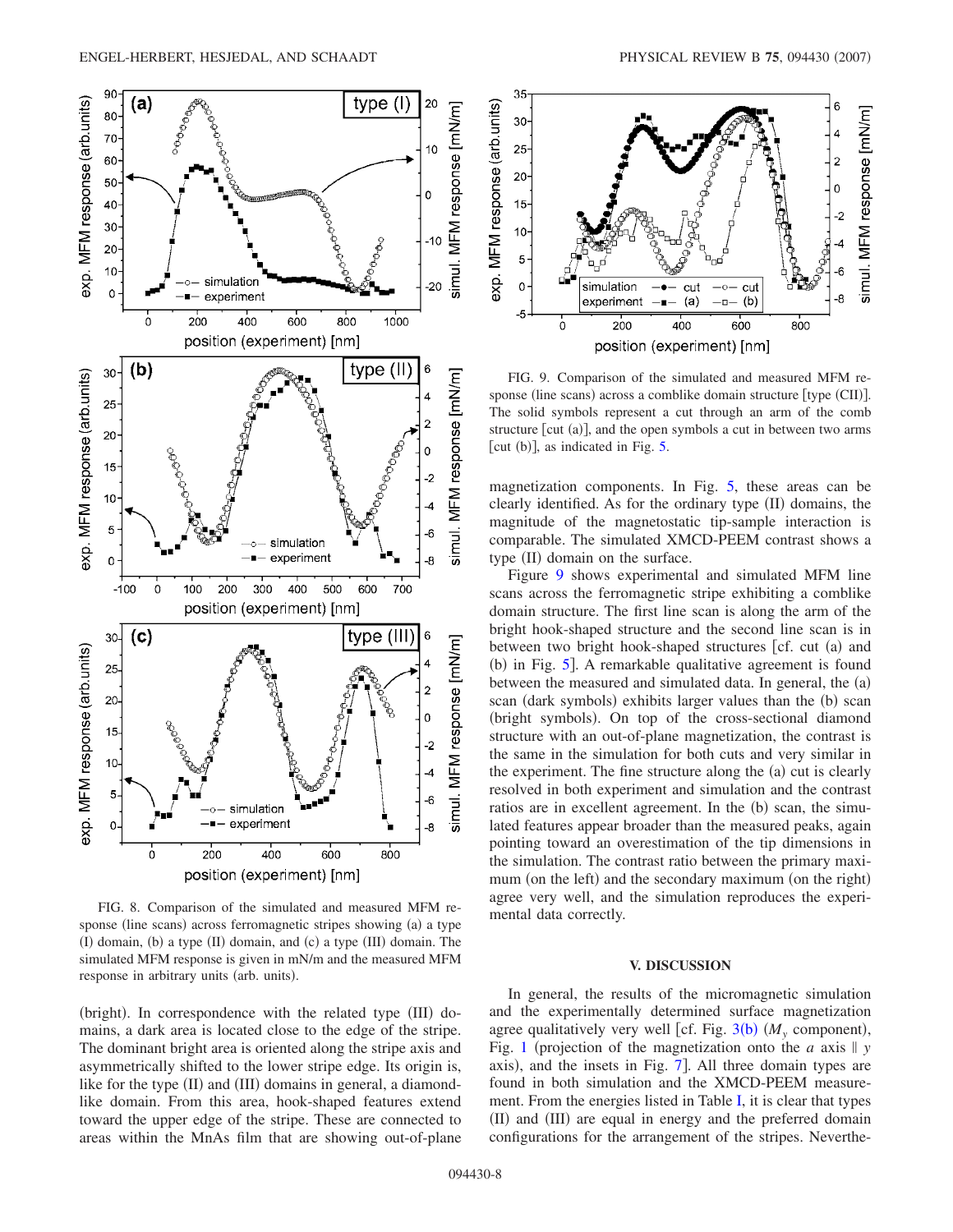(a) type (I)

exp. MFM response (arb.units)

simul. MFM response [mN/m]

simulation
experiment

position (experiment) [nm]

(b) type (II)

exp. MFM response (arb.units)

simul. MFM response [mN/m]

simulation
experiment

position (experiment) [nm]

(c) type (III)

exp. MFM response (arb.units)

simul. MFM response [mN/m]

simulation
experiment

position (experiment) [nm]

FIG. 8. Comparison of the simulated and measured MFM response (line scans) across ferromagnetic stripes showing (a) a type (I) domain, (b) a type (II) domain, and (c) a type (III) domain. The simulated MFM response is given in mN/m and the measured MFM response in arbitrary units (arb. units).

exp. MFM response (arb.units)

simul. MFM response [mN/m]

simulation cut cut
experiment (a) (b)

position (experiment) [nm]

FIG. 9. Comparison of the simulated and measured MFM response (line scans) across a comblike domain structure [type (CII)]. The solid symbols represent a cut through an arm of the comb structure [cut (a)], and the open symbols a cut in between two arms [cut (b)], as indicated in Fig. 5.

(bright). In correspondence with the related type (III) domains, a dark area is located close to the edge of the stripe. The dominant bright area is oriented along the stripe axis and asymmetrically shifted to the lower stripe edge. Its origin is, like for the type (II) and (III) domains in general, a diamond-like domain. From this area, hook-shaped features extend toward the upper edge of the stripe. These are connected to areas within the MnAs film that are showing out-of-plane magnetization components. In Fig. 5, these areas can be clearly identified. As for the ordinary type (II) domains, the magnitude of the magnetostatic tip-sample interaction is comparable. The simulated XMCD-PEEM contrast shows a type (II) domain on the surface.

Figure 9 shows experimental and simulated MFM line scans across the ferromagnetic stripe exhibiting a comblike domain structure. The first line scan is along the arm of the bright hook-shaped structure and the second line scan is in between two bright hook-shaped structures [cf. cut (a) and (b) in Fig. 5]. A remarkable qualitative agreement is found between the measured and simulated data. In general, the (a) scan (dark symbols) exhibits larger values than the (b) scan (bright symbols). On top of the cross-sectional diamond structure with an out-of-plane magnetization, the contrast is the same in the simulation for both cuts and very similar in the experiment. The fine structure along the (a) cut is clearly resolved in both experiment and simulation and the contrast ratios are in excellent agreement. In the (b) scan, the simulated features appear broader than the measured peaks, again pointing toward an overestimation of the tip dimensions in the simulation. The contrast ratio between the primary maximum (on the left) and the secondary maximum (on the right) agree very well, and the simulation reproduces the experimental data correctly.

## V. DISCUSSION

In general, the results of the micromagnetic simulation and the experimentally determined surface magnetization agree qualitatively very well [cf. Fig. 3(b) ($M_y$ component), Fig. 1 (projection of the magnetization onto the $a$ axis $\parallel$ $y$ axis), and the insets in Fig. 7]. All three domain types are found in both simulation and the XMCD-PEEM measurement. From the energies listed in Table I, it is clear that types (II) and (III) are equal in energy and the preferred domain configurations for the arrangement of the stripes. Neverthe-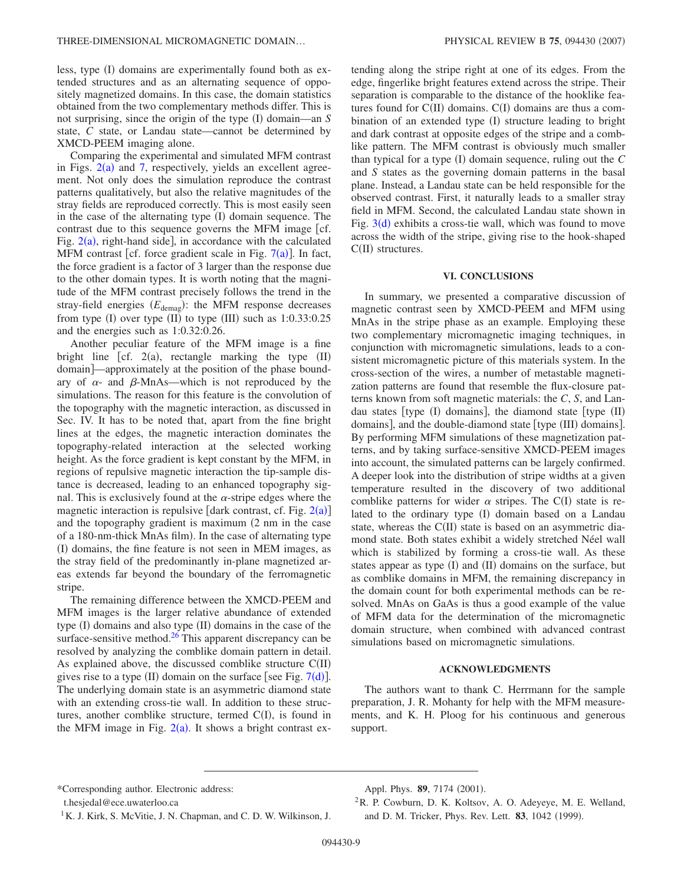less, type (I) domains are experimentally found both as extended structures and as an alternating sequence of oppositely magnetized domains. In this case, the domain statistics obtained from the two complementary methods differ. This is not surprising, since the origin of the type (I) domain—an *S* state, *C* state, or Landau state—cannot be determined by XMCD-PEEM imaging alone.

Comparing the experimental and simulated MFM contrast in Figs. 2(a) and 7, respectively, yields an excellent agreement. Not only does the simulation reproduce the contrast patterns qualitatively, but also the relative magnitudes of the stray fields are reproduced correctly. This is most easily seen in the case of the alternating type (I) domain sequence. The contrast due to this sequence governs the MFM image [cf. Fig. 2(a), right-hand side], in accordance with the calculated MFM contrast [cf. force gradient scale in Fig. 7(a)]. In fact, the force gradient is a factor of 3 larger than the response due to the other domain types. It is worth noting that the magnitude of the MFM contrast precisely follows the trend in the stray-field energies ($E_{\mathrm{demag}}$): the MFM response decreases from type (I) over type (II) to type (III) such as 1:0.33:0.25 and the energies such as 1:0.32:0.26.

Another peculiar feature of the MFM image is a fine bright line [cf. 2(a), rectangle marking the type (II) domain]—approximately at the position of the phase boundary of $\alpha$- and $\beta$-MnAs—which is not reproduced by the simulations. The reason for this feature is the convolution of the topography with the magnetic interaction, as discussed in Sec. IV. It has to be noted that, apart from the fine bright lines at the edges, the magnetic interaction dominates the topography-related interaction at the selected working height. As the force gradient is kept constant by the MFM, in regions of repulsive magnetic interaction the tip-sample distance is decreased, leading to an enhanced topography signal. This is exclusively found at the $\alpha$-stripe edges where the magnetic interaction is repulsive [dark contrast, cf. Fig. 2(a)] and the topography gradient is maximum (2 nm in the case of a 180-nm-thick MnAs film). In the case of alternating type (I) domains, the fine feature is not seen in MEM images, as the stray field of the predominantly in-plane magnetized areas extends far beyond the boundary of the ferromagnetic stripe.

The remaining difference between the XMCD-PEEM and MFM images is the larger relative abundance of extended type (I) domains and also type (II) domains in the case of the surface-sensitive method.[26] This apparent discrepancy can be resolved by analyzing the comblike domain pattern in detail. As explained above, the discussed comblike structure C(II) gives rise to a type (II) domain on the surface [see Fig. 7(d)]. The underlying domain state is an asymmetric diamond state with an extending cross-tie wall. In addition to these structures, another comblike structure, termed C(I), is found in the MFM image in Fig. 2(a). It shows a bright contrast extending along the stripe right at one of its edges. From the edge, fingerlike bright features extend across the stripe. Their separation is comparable to the distance of the hooklike features found for C(II) domains. C(I) domains are thus a combination of an extended type (I) structure leading to bright and dark contrast at opposite edges of the stripe and a comblike pattern. The MFM contrast is obviously much smaller than typical for a type (I) domain sequence, ruling out the *C* and *S* states as the governing domain patterns in the basal plane. Instead, a Landau state can be held responsible for the observed contrast. First, it naturally leads to a smaller stray field in MFM. Second, the calculated Landau state shown in Fig. 3(d) exhibits a cross-tie wall, which was found to move across the width of the stripe, giving rise to the hook-shaped C(II) structures.

## VI. CONCLUSIONS

In summary, we presented a comparative discussion of magnetic contrast seen by XMCD-PEEM and MFM using MnAs in the stripe phase as an example. Employing these two complementary micromagnetic imaging techniques, in conjunction with micromagnetic simulations, leads to a consistent micromagnetic picture of this materials system. In the cross-section of the wires, a number of metastable magnetization patterns are found that resemble the flux-closure patterns known from soft magnetic materials: the *C*, *S*, and Landau states [type (I) domains], the diamond state [type (II) domains], and the double-diamond state [type (III) domains]. By performing MFM simulations of these magnetization patterns, and by taking surface-sensitive XMCD-PEEM images into account, the simulated patterns can be largely confirmed. A deeper look into the distribution of stripe widths at a given temperature resulted in the discovery of two additional comblike patterns for wider $\alpha$ stripes. The C(I) state is related to the ordinary type (I) domain based on a Landau state, whereas the C(II) state is based on an asymmetric diamond state. Both states exhibit a widely stretched Néel wall which is stabilized by forming a cross-tie wall. As these states appear as type (I) and (II) domains on the surface, but as comblike domains in MFM, the remaining discrepancy in the domain count for both experimental methods can be resolved. MnAs on GaAs is thus a good example of the value of MFM data for the determination of the micromagnetic domain structure, when combined with advanced contrast simulations based on micromagnetic simulations.

## ACKNOWLEDGMENTS

The authors want to thank C. Herrmann for the sample preparation, J. R. Mohanty for help with the MFM measurements, and K. H. Ploog for his continuous and generous support.

---

*Corresponding author. Electronic address: t.hesjedal@ece.uwaterloo.ca

[1] K. J. Kirk, S. McVitie, J. N. Chapman, and C. D. W. Wilkinson, J. Appl. Phys. **89**, 7174 (2001).

[2] R. P. Cowburn, D. K. Koltsov, A. O. Adeyeye, M. E. Welland, and D. M. Tricker, Phys. Rev. Lett. **83**, 1042 (1999).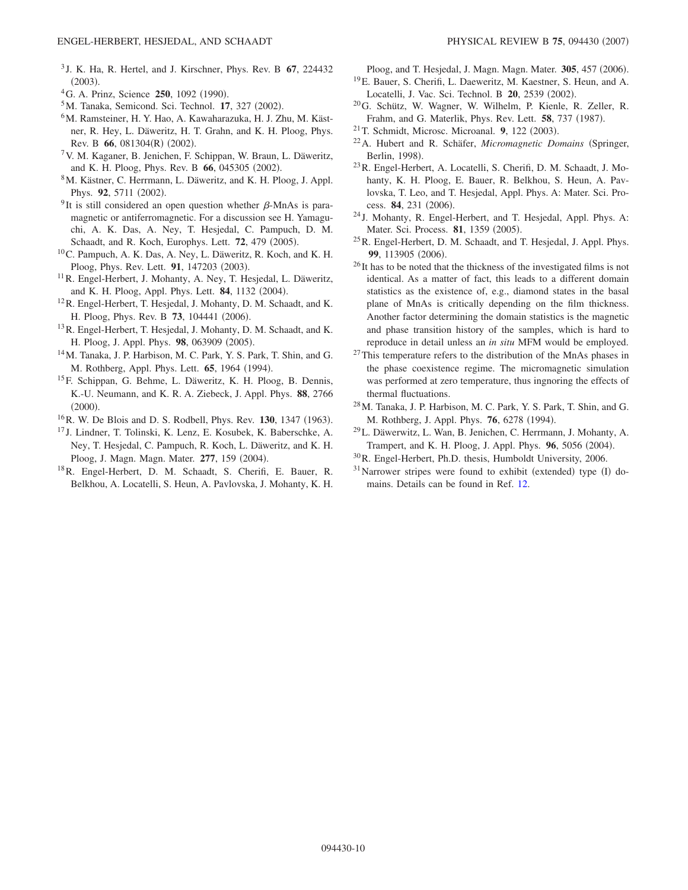[3] J. K. Ha, R. Hertel, and J. Kirschner, Phys. Rev. B **67**, 224432 (2003).

[4] G. A. Prinz, Science **250**, 1092 (1990).

[5] M. Tanaka, Semicond. Sci. Technol. **17**, 327 (2002).

[6] M. Ramsteiner, H. Y. Hao, A. Kawaharazuka, H. J. Zhu, M. Kästner, R. Hey, L. Däweritz, H. T. Grahn, and K. H. Ploog, Phys. Rev. B **66**, 081304(R) (2002).

[7] V. M. Kaganer, B. Jenichen, F. Schippan, W. Braun, L. Däweritz, and K. H. Ploog, Phys. Rev. B **66**, 045305 (2002).

[8] M. Kästner, C. Herrmann, L. Däweritz, and K. H. Ploog, J. Appl. Phys. **92**, 5711 (2002).

[9] It is still considered an open question whether $\beta$-MnAs is paramagnetic or antiferromagnetic. For a discussion see H. Yamaguchi, A. K. Das, A. Ney, T. Hesjedal, C. Pampuch, D. M. Schaadt, and R. Koch, Europhys. Lett. **72**, 479 (2005).

[10] C. Pampuch, A. K. Das, A. Ney, L. Däweritz, R. Koch, and K. H. Ploog, Phys. Rev. Lett. **91**, 147203 (2003).

[11] R. Engel-Herbert, J. Mohanty, A. Ney, T. Hesjedal, L. Däweritz, and K. H. Ploog, Appl. Phys. Lett. **84**, 1132 (2004).

[12] R. Engel-Herbert, T. Hesjedal, J. Mohanty, D. M. Schaadt, and K. H. Ploog, Phys. Rev. B **73**, 104441 (2006).

[13] R. Engel-Herbert, T. Hesjedal, J. Mohanty, D. M. Schaadt, and K. H. Ploog, J. Appl. Phys. **98**, 063909 (2005).

[14] M. Tanaka, J. P. Harbison, M. C. Park, Y. S. Park, T. Shin, and G. M. Rothberg, Appl. Phys. Lett. **65**, 1964 (1994).

[15] F. Schippan, G. Behme, L. Däweritz, K. H. Ploog, B. Dennis, K.-U. Neumann, and K. R. A. Ziebeck, J. Appl. Phys. **88**, 2766 (2000).

[16] R. W. De Blois and D. S. Rodbell, Phys. Rev. **130**, 1347 (1963).

[17] J. Lindner, T. Tolinski, K. Lenz, E. Kosubek, K. Baberschke, A. Ney, T. Hesjedal, C. Pampuch, R. Koch, L. Däweritz, and K. H. Ploog, J. Magn. Magn. Mater. **277**, 159 (2004).

[18] R. Engel-Herbert, D. M. Schaadt, S. Cherifi, E. Bauer, R. Belkhou, A. Locatelli, S. Heun, A. Pavlovska, J. Mohanty, K. H. Ploog, and T. Hesjedal, J. Magn. Magn. Mater. **305**, 457 (2006).

[19] E. Bauer, S. Cherifi, L. Daeweritz, M. Kaestner, S. Heun, and A. Locatelli, J. Vac. Sci. Technol. B **20**, 2539 (2002).

[20] G. Schütz, W. Wagner, W. Wilhelm, P. Kienle, R. Zeller, R. Frahm, and G. Materlik, Phys. Rev. Lett. **58**, 737 (1987).

[21] T. Schmidt, Microsc. Microanal. **9**, 122 (2003).

[22] A. Hubert and R. Schäfer, *Micromagnetic Domains* (Springer, Berlin, 1998).

[23] R. Engel-Herbert, A. Locatelli, S. Cherifi, D. M. Schaadt, J. Mohanty, K. H. Ploog, E. Bauer, R. Belkhou, S. Heun, A. Pavlovska, T. Leo, and T. Hesjedal, Appl. Phys. A: Mater. Sci. Process. **84**, 231 (2006).

[24] J. Mohanty, R. Engel-Herbert, and T. Hesjedal, Appl. Phys. A: Mater. Sci. Process. **81**, 1359 (2005).

[25] R. Engel-Herbert, D. M. Schaadt, and T. Hesjedal, J. Appl. Phys. **99**, 113905 (2006).

[26] It has to be noted that the thickness of the investigated films is not identical. As a matter of fact, this leads to a different domain statistics as the existence of, e.g., diamond states in the basal plane of MnAs is critically depending on the film thickness. Another factor determining the domain statistics is the magnetic and phase transition history of the samples, which is hard to reproduce in detail unless an *in situ* MFM would be employed.

[27] This temperature refers to the distribution of the MnAs phases in the phase coexistence regime. The micromagnetic simulation was performed at zero temperature, thus ingnoring the effects of thermal fluctuations.

[28] M. Tanaka, J. P. Harbison, M. C. Park, Y. S. Park, T. Shin, and G. M. Rothberg, J. Appl. Phys. **76**, 6278 (1994).

[29] L. Däwerwitz, L. Wan, B. Jenichen, C. Herrmann, J. Mohanty, A. Trampert, and K. H. Ploog, J. Appl. Phys. **96**, 5056 (2004).

[30] R. Engel-Herbert, Ph.D. thesis, Humboldt University, 2006.

[31] Narrower stripes were found to exhibit (extended) type (I) domains. Details can be found in Ref. 12.